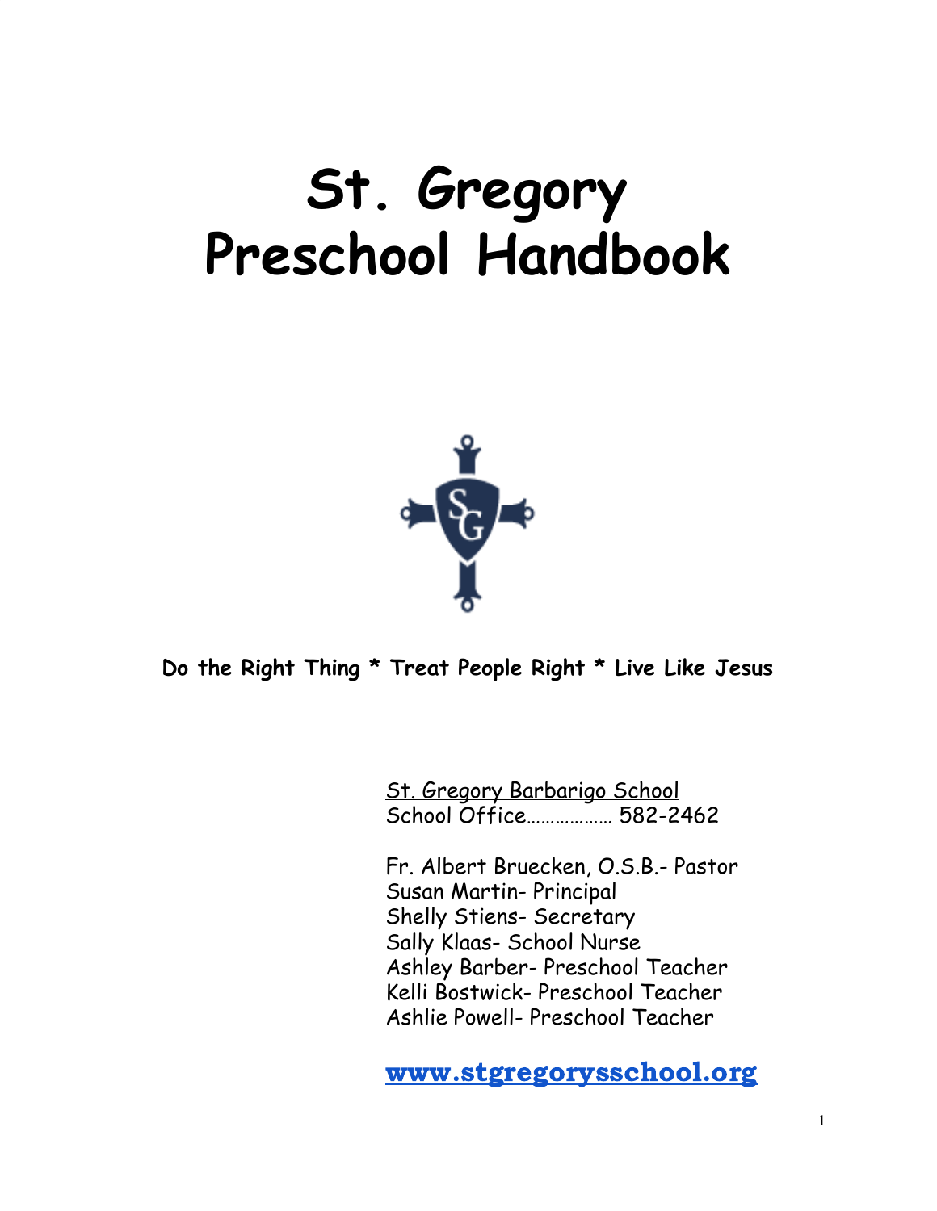# St. Gregory Preschool Handbook

**Do the Right Thing * Treat People Right * Live Like Jesus**

St. Gregory Barbarigo School
School Office……………… 582-2462

Fr. Albert Bruecken, O.S.B.- Pastor
Susan Martin- Principal
Shelly Stiens- Secretary
Sally Klaas- School Nurse
Ashley Barber- Preschool Teacher
Kelli Bostwick- Preschool Teacher
Ashlie Powell- Preschool Teacher

**www.stgregorysschool.org**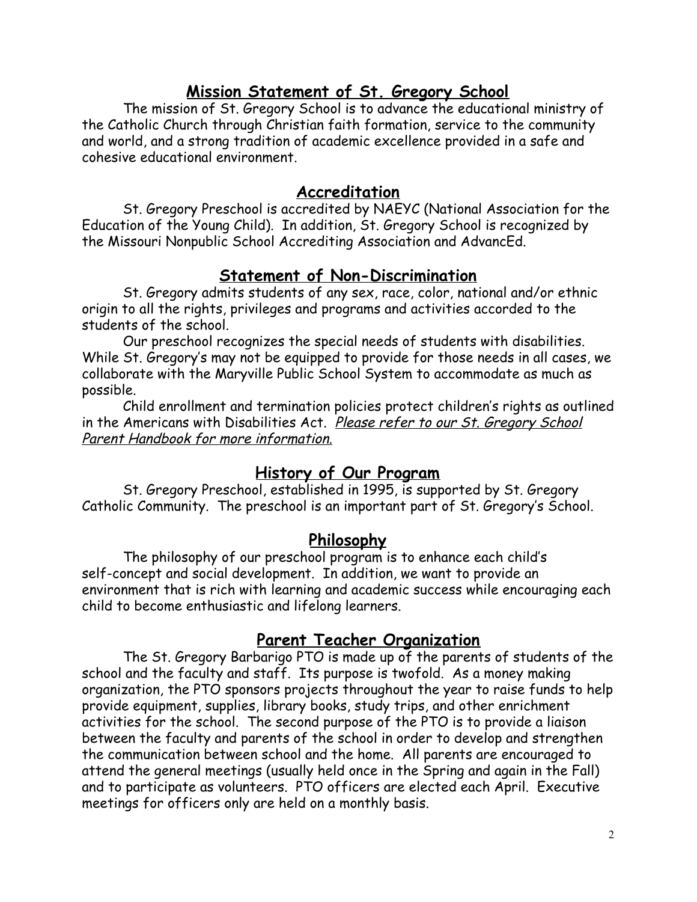## Mission Statement of St. Gregory School

The mission of St. Gregory School is to advance the educational ministry of the Catholic Church through Christian faith formation, service to the community and world, and a strong tradition of academic excellence provided in a safe and cohesive educational environment.

## Accreditation

St. Gregory Preschool is accredited by NAEYC (National Association for the Education of the Young Child). In addition, St. Gregory School is recognized by the Missouri Nonpublic School Accrediting Association and AdvancEd.

## Statement of Non-Discrimination

St. Gregory admits students of any sex, race, color, national and/or ethnic origin to all the rights, privileges and programs and activities accorded to the students of the school.

Our preschool recognizes the special needs of students with disabilities. While St. Gregory's may not be equipped to provide for those needs in all cases, we collaborate with the Maryville Public School System to accommodate as much as possible.

Child enrollment and termination policies protect children's rights as outlined in the Americans with Disabilities Act. *Please refer to our St. Gregory School Parent Handbook for more information.*

## History of Our Program

St. Gregory Preschool, established in 1995, is supported by St. Gregory Catholic Community. The preschool is an important part of St. Gregory's School.

## Philosophy

The philosophy of our preschool program is to enhance each child's self-concept and social development. In addition, we want to provide an environment that is rich with learning and academic success while encouraging each child to become enthusiastic and lifelong learners.

## Parent Teacher Organization

The St. Gregory Barbarigo PTO is made up of the parents of students of the school and the faculty and staff. Its purpose is twofold. As a money making organization, the PTO sponsors projects throughout the year to raise funds to help provide equipment, supplies, library books, study trips, and other enrichment activities for the school. The second purpose of the PTO is to provide a liaison between the faculty and parents of the school in order to develop and strengthen the communication between school and the home. All parents are encouraged to attend the general meetings (usually held once in the Spring and again in the Fall) and to participate as volunteers. PTO officers are elected each April. Executive meetings for officers only are held on a monthly basis.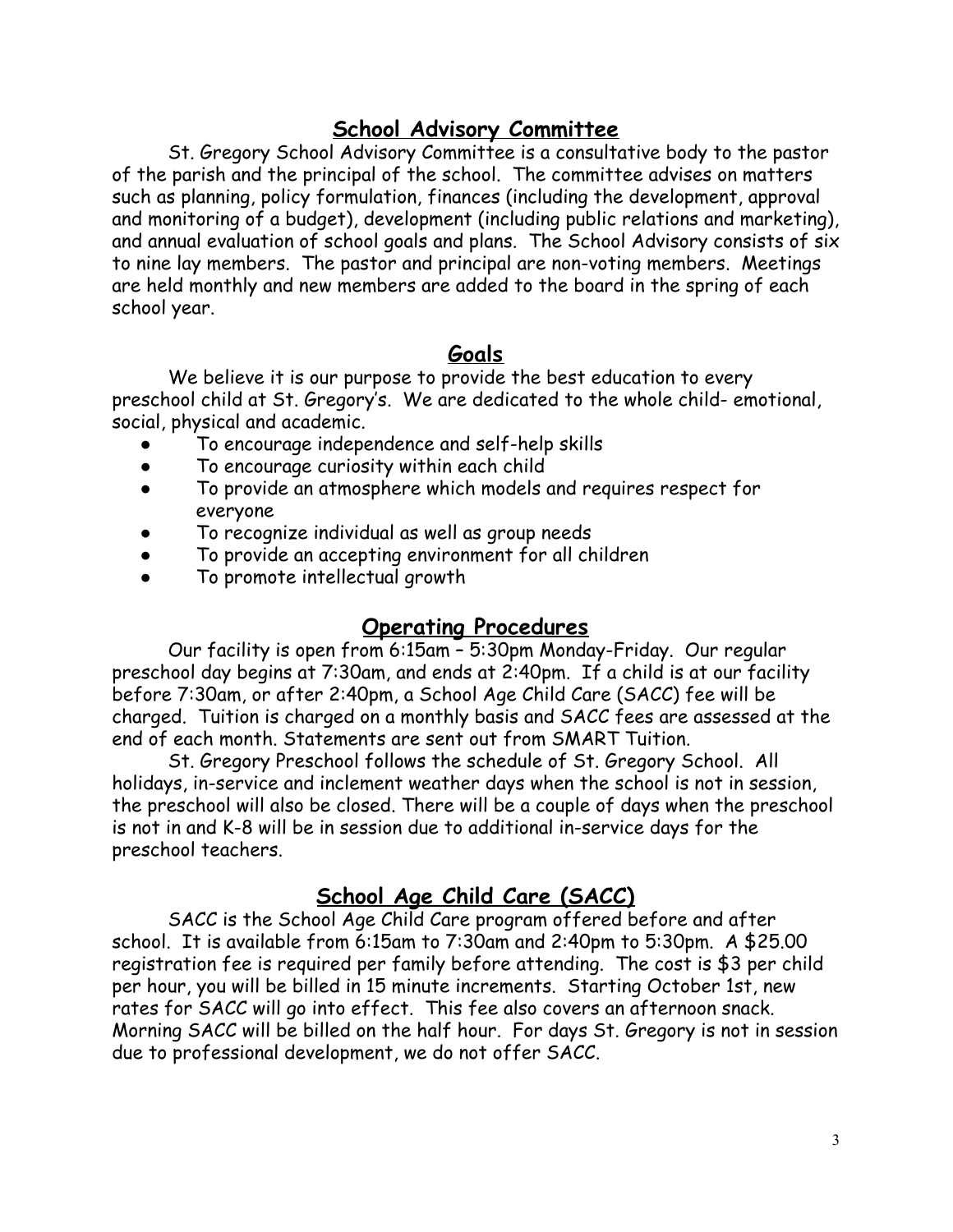## School Advisory Committee

St. Gregory School Advisory Committee is a consultative body to the pastor of the parish and the principal of the school. The committee advises on matters such as planning, policy formulation, finances (including the development, approval and monitoring of a budget), development (including public relations and marketing), and annual evaluation of school goals and plans. The School Advisory consists of six to nine lay members. The pastor and principal are non-voting members. Meetings are held monthly and new members are added to the board in the spring of each school year.

## Goals

We believe it is our purpose to provide the best education to every preschool child at St. Gregory's. We are dedicated to the whole child- emotional, social, physical and academic.

- To encourage independence and self-help skills
- To encourage curiosity within each child
- To provide an atmosphere which models and requires respect for everyone
- To recognize individual as well as group needs
- To provide an accepting environment for all children
- To promote intellectual growth

## Operating Procedures

Our facility is open from 6:15am – 5:30pm Monday-Friday. Our regular preschool day begins at 7:30am, and ends at 2:40pm. If a child is at our facility before 7:30am, or after 2:40pm, a School Age Child Care (SACC) fee will be charged. Tuition is charged on a monthly basis and SACC fees are assessed at the end of each month. Statements are sent out from SMART Tuition.

St. Gregory Preschool follows the schedule of St. Gregory School. All holidays, in-service and inclement weather days when the school is not in session, the preschool will also be closed. There will be a couple of days when the preschool is not in and K-8 will be in session due to additional in-service days for the preschool teachers.

## School Age Child Care (SACC)

SACC is the School Age Child Care program offered before and after school. It is available from 6:15am to 7:30am and 2:40pm to 5:30pm. A $25.00 registration fee is required per family before attending. The cost is $3 per child per hour, you will be billed in 15 minute increments. Starting October 1st, new rates for SACC will go into effect. This fee also covers an afternoon snack. Morning SACC will be billed on the half hour. For days St. Gregory is not in session due to professional development, we do not offer SACC.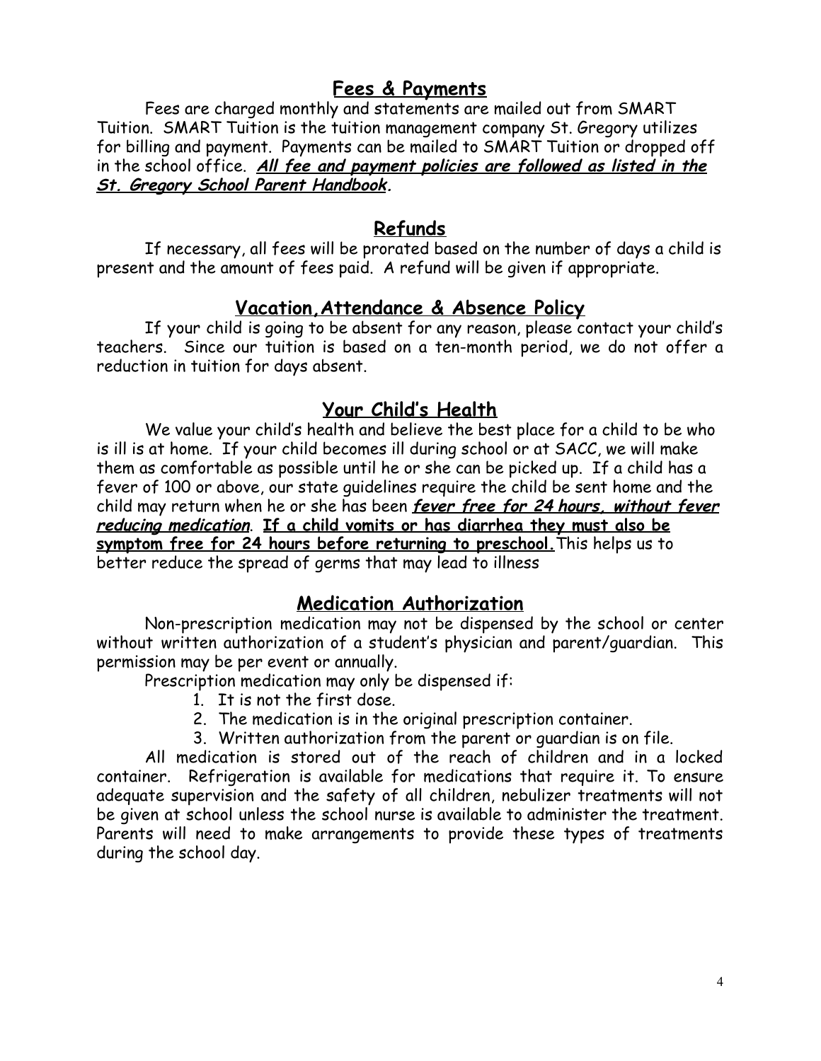## Fees & Payments

Fees are charged monthly and statements are mailed out from SMART Tuition. SMART Tuition is the tuition management company St. Gregory utilizes for billing and payment. Payments can be mailed to SMART Tuition or dropped off in the school office. ***All fee and payment policies are followed as listed in the St. Gregory School Parent Handbook.***

## Refunds

If necessary, all fees will be prorated based on the number of days a child is present and the amount of fees paid. A refund will be given if appropriate.

## Vacation,Attendance & Absence Policy

If your child is going to be absent for any reason, please contact your child's teachers. Since our tuition is based on a ten-month period, we do not offer a reduction in tuition for days absent.

## Your Child's Health

We value your child's health and believe the best place for a child to be who is ill is at home. If your child becomes ill during school or at SACC, we will make them as comfortable as possible until he or she can be picked up. If a child has a fever of 100 or above, our state guidelines require the child be sent home and the child may return when he or she has been ***fever free for 24 hours, without fever reducing medication***. **If a child vomits or has diarrhea they must also be symptom free for 24 hours before returning to preschool.** This helps us to better reduce the spread of germs that may lead to illness

## Medication Authorization

Non-prescription medication may not be dispensed by the school or center without written authorization of a student's physician and parent/guardian. This permission may be per event or annually.

Prescription medication may only be dispensed if:

1. It is not the first dose.
2. The medication is in the original prescription container.
3. Written authorization from the parent or guardian is on file.

All medication is stored out of the reach of children and in a locked container. Refrigeration is available for medications that require it. To ensure adequate supervision and the safety of all children, nebulizer treatments will not be given at school unless the school nurse is available to administer the treatment. Parents will need to make arrangements to provide these types of treatments during the school day.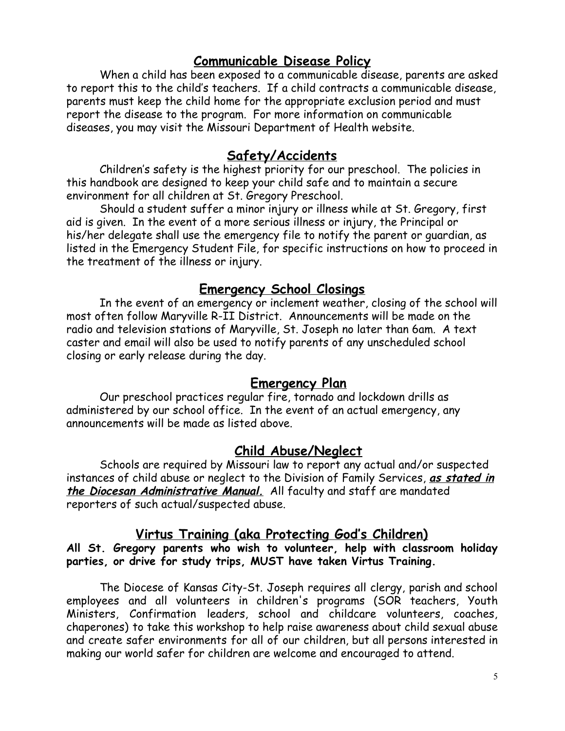## Communicable Disease Policy

When a child has been exposed to a communicable disease, parents are asked to report this to the child's teachers. If a child contracts a communicable disease, parents must keep the child home for the appropriate exclusion period and must report the disease to the program. For more information on communicable diseases, you may visit the Missouri Department of Health website.

## Safety/Accidents

Children's safety is the highest priority for our preschool. The policies in this handbook are designed to keep your child safe and to maintain a secure environment for all children at St. Gregory Preschool.

Should a student suffer a minor injury or illness while at St. Gregory, first aid is given. In the event of a more serious illness or injury, the Principal or his/her delegate shall use the emergency file to notify the parent or guardian, as listed in the Emergency Student File, for specific instructions on how to proceed in the treatment of the illness or injury.

## Emergency School Closings

In the event of an emergency or inclement weather, closing of the school will most often follow Maryville R-II District. Announcements will be made on the radio and television stations of Maryville, St. Joseph no later than 6am. A text caster and email will also be used to notify parents of any unscheduled school closing or early release during the day.

## Emergency Plan

Our preschool practices regular fire, tornado and lockdown drills as administered by our school office. In the event of an actual emergency, any announcements will be made as listed above.

## Child Abuse/Neglect

Schools are required by Missouri law to report any actual and/or suspected instances of child abuse or neglect to the Division of Family Services, ***as stated in the Diocesan Administrative Manual.*** All faculty and staff are mandated reporters of such actual/suspected abuse.

## Virtus Training (aka Protecting God's Children)

**All St. Gregory parents who wish to volunteer, help with classroom holiday parties, or drive for study trips, MUST have taken Virtus Training.**

The Diocese of Kansas City-St. Joseph requires all clergy, parish and school employees and all volunteers in children's programs (SOR teachers, Youth Ministers, Confirmation leaders, school and childcare volunteers, coaches, chaperones) to take this workshop to help raise awareness about child sexual abuse and create safer environments for all of our children, but all persons interested in making our world safer for children are welcome and encouraged to attend.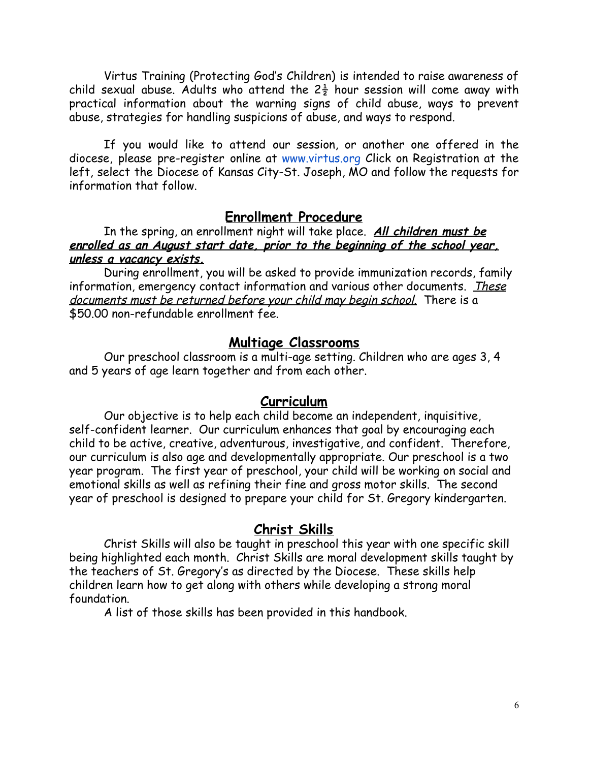Virtus Training (Protecting God's Children) is intended to raise awareness of child sexual abuse. Adults who attend the 2½ hour session will come away with practical information about the warning signs of child abuse, ways to prevent abuse, strategies for handling suspicions of abuse, and ways to respond.

If you would like to attend our session, or another one offered in the diocese, please pre-register online at www.virtus.org Click on Registration at the left, select the Diocese of Kansas City-St. Joseph, MO and follow the requests for information that follow.

## Enrollment Procedure

In the spring, an enrollment night will take place. ***All children must be enrolled as an August start date, prior to the beginning of the school year, unless a vacancy exists.***

During enrollment, you will be asked to provide immunization records, family information, emergency contact information and various other documents. *These documents must be returned before your child may begin school.* There is a $50.00 non-refundable enrollment fee.

## Multiage Classrooms

Our preschool classroom is a multi-age setting. Children who are ages 3, 4 and 5 years of age learn together and from each other.

## Curriculum

Our objective is to help each child become an independent, inquisitive, self-confident learner. Our curriculum enhances that goal by encouraging each child to be active, creative, adventurous, investigative, and confident. Therefore, our curriculum is also age and developmentally appropriate. Our preschool is a two year program. The first year of preschool, your child will be working on social and emotional skills as well as refining their fine and gross motor skills. The second year of preschool is designed to prepare your child for St. Gregory kindergarten.

## Christ Skills

Christ Skills will also be taught in preschool this year with one specific skill being highlighted each month. Christ Skills are moral development skills taught by the teachers of St. Gregory's as directed by the Diocese. These skills help children learn how to get along with others while developing a strong moral foundation.

A list of those skills has been provided in this handbook.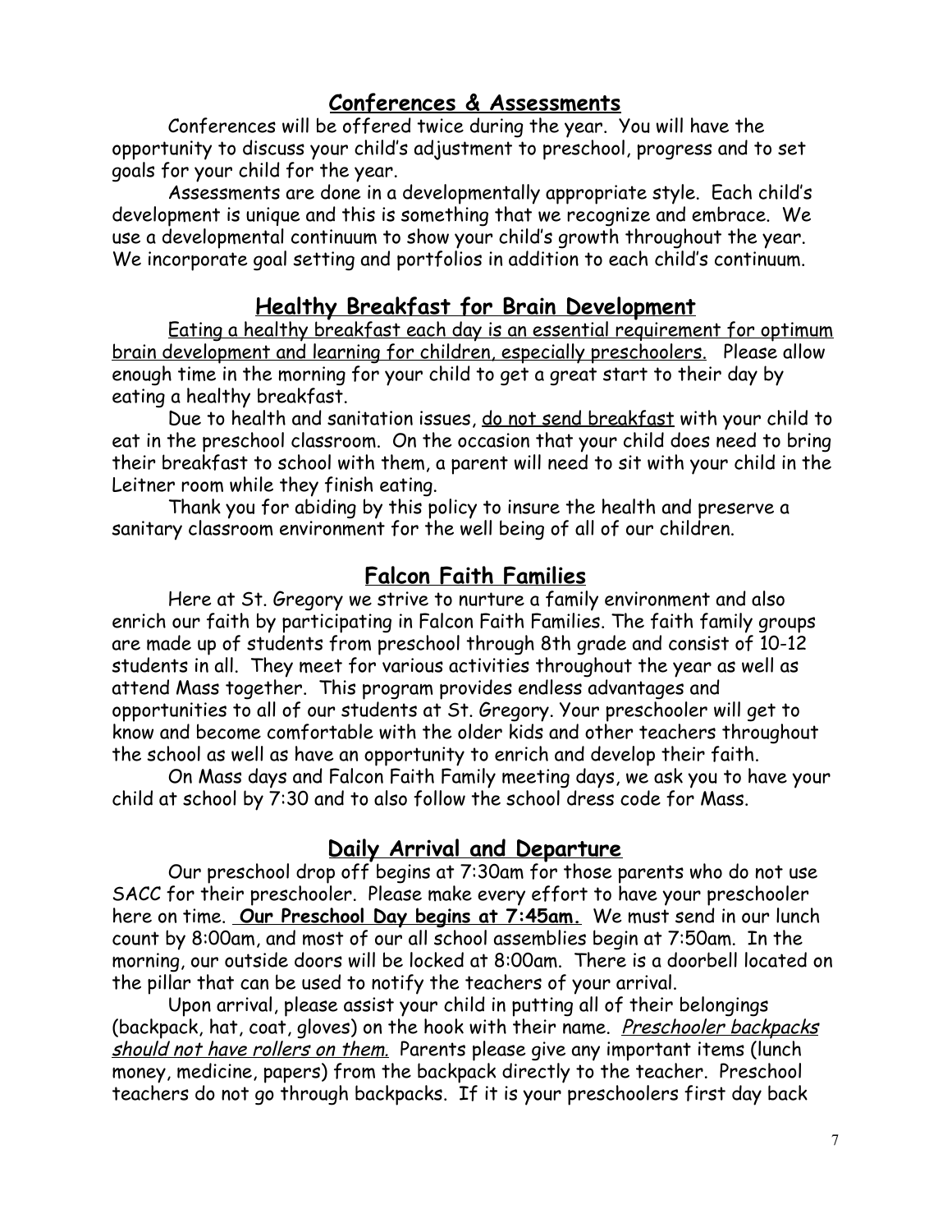## Conferences & Assessments

Conferences will be offered twice during the year. You will have the opportunity to discuss your child's adjustment to preschool, progress and to set goals for your child for the year.

Assessments are done in a developmentally appropriate style. Each child's development is unique and this is something that we recognize and embrace. We use a developmental continuum to show your child's growth throughout the year. We incorporate goal setting and portfolios in addition to each child's continuum.

## Healthy Breakfast for Brain Development

<u>Eating a healthy breakfast each day is an essential requirement for optimum brain development and learning for children, especially preschoolers.</u> Please allow enough time in the morning for your child to get a great start to their day by eating a healthy breakfast.

Due to health and sanitation issues, <u>do not send breakfast</u> with your child to eat in the preschool classroom. On the occasion that your child does need to bring their breakfast to school with them, a parent will need to sit with your child in the Leitner room while they finish eating.

Thank you for abiding by this policy to insure the health and preserve a sanitary classroom environment for the well being of all of our children.

## Falcon Faith Families

Here at St. Gregory we strive to nurture a family environment and also enrich our faith by participating in Falcon Faith Families. The faith family groups are made up of students from preschool through 8th grade and consist of 10-12 students in all. They meet for various activities throughout the year as well as attend Mass together. This program provides endless advantages and opportunities to all of our students at St. Gregory. Your preschooler will get to know and become comfortable with the older kids and other teachers throughout the school as well as have an opportunity to enrich and develop their faith.

On Mass days and Falcon Faith Family meeting days, we ask you to have your child at school by 7:30 and to also follow the school dress code for Mass.

## Daily Arrival and Departure

Our preschool drop off begins at 7:30am for those parents who do not use SACC for their preschooler. Please make every effort to have your preschooler here on time. **<u>Our Preschool Day begins at 7:45am.</u>** We must send in our lunch count by 8:00am, and most of our all school assemblies begin at 7:50am. In the morning, our outside doors will be locked at 8:00am. There is a doorbell located on the pillar that can be used to notify the teachers of your arrival.

Upon arrival, please assist your child in putting all of their belongings (backpack, hat, coat, gloves) on the hook with their name. *<u>Preschooler backpacks should not have rollers on them.</u>* Parents please give any important items (lunch money, medicine, papers) from the backpack directly to the teacher. Preschool teachers do not go through backpacks. If it is your preschoolers first day back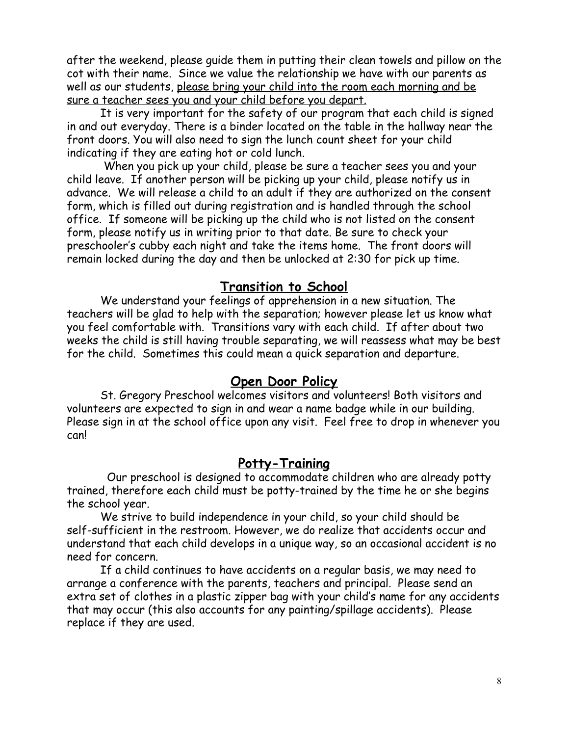after the weekend, please guide them in putting their clean towels and pillow on the cot with their name. Since we value the relationship we have with our parents as well as our students, <u>please bring your child into the room each morning and be sure a teacher sees you and your child before you depart.</u>

It is very important for the safety of our program that each child is signed in and out everyday. There is a binder located on the table in the hallway near the front doors. You will also need to sign the lunch count sheet for your child indicating if they are eating hot or cold lunch.

When you pick up your child, please be sure a teacher sees you and your child leave. If another person will be picking up your child, please notify us in advance. We will release a child to an adult if they are authorized on the consent form, which is filled out during registration and is handled through the school office. If someone will be picking up the child who is not listed on the consent form, please notify us in writing prior to that date. Be sure to check your preschooler's cubby each night and take the items home. The front doors will remain locked during the day and then be unlocked at 2:30 for pick up time.

## Transition to School

We understand your feelings of apprehension in a new situation. The teachers will be glad to help with the separation; however please let us know what you feel comfortable with. Transitions vary with each child. If after about two weeks the child is still having trouble separating, we will reassess what may be best for the child. Sometimes this could mean a quick separation and departure.

## Open Door Policy

St. Gregory Preschool welcomes visitors and volunteers! Both visitors and volunteers are expected to sign in and wear a name badge while in our building. Please sign in at the school office upon any visit. Feel free to drop in whenever you can!

## Potty-Training

Our preschool is designed to accommodate children who are already potty trained, therefore each child must be potty-trained by the time he or she begins the school year.

We strive to build independence in your child, so your child should be self-sufficient in the restroom. However, we do realize that accidents occur and understand that each child develops in a unique way, so an occasional accident is no need for concern.

If a child continues to have accidents on a regular basis, we may need to arrange a conference with the parents, teachers and principal. Please send an extra set of clothes in a plastic zipper bag with your child's name for any accidents that may occur (this also accounts for any painting/spillage accidents). Please replace if they are used.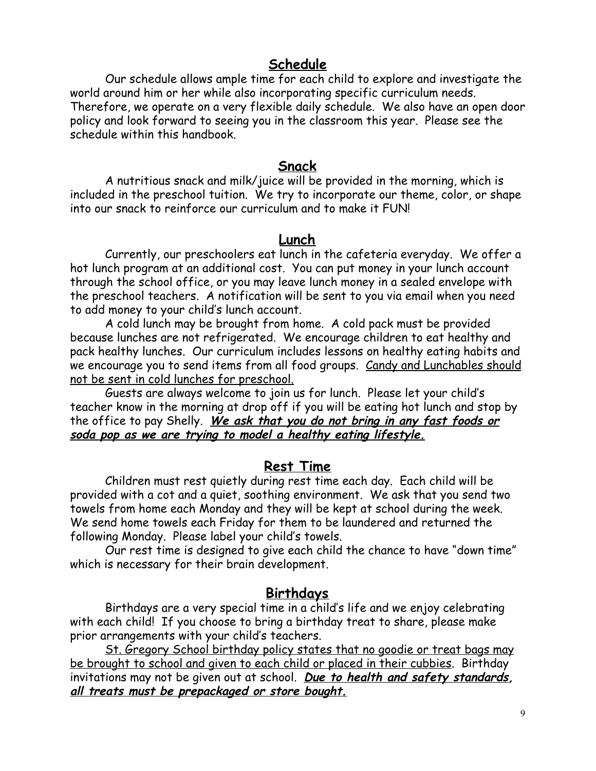## Schedule

Our schedule allows ample time for each child to explore and investigate the world around him or her while also incorporating specific curriculum needs. Therefore, we operate on a very flexible daily schedule. We also have an open door policy and look forward to seeing you in the classroom this year. Please see the schedule within this handbook.

## Snack

A nutritious snack and milk/juice will be provided in the morning, which is included in the preschool tuition. We try to incorporate our theme, color, or shape into our snack to reinforce our curriculum and to make it FUN!

## Lunch

Currently, our preschoolers eat lunch in the cafeteria everyday. We offer a hot lunch program at an additional cost. You can put money in your lunch account through the school office, or you may leave lunch money in a sealed envelope with the preschool teachers. A notification will be sent to you via email when you need to add money to your child's lunch account.

A cold lunch may be brought from home. A cold pack must be provided because lunches are not refrigerated. We encourage children to eat healthy and pack healthy lunches. Our curriculum includes lessons on healthy eating habits and we encourage you to send items from all food groups. Candy and Lunchables should not be sent in cold lunches for preschool.

Guests are always welcome to join us for lunch. Please let your child's teacher know in the morning at drop off if you will be eating hot lunch and stop by the office to pay Shelly. ***We ask that you do not bring in any fast foods or soda pop as we are trying to model a healthy eating lifestyle.***

## Rest Time

Children must rest quietly during rest time each day. Each child will be provided with a cot and a quiet, soothing environment. We ask that you send two towels from home each Monday and they will be kept at school during the week. We send home towels each Friday for them to be laundered and returned the following Monday. Please label your child's towels.

Our rest time is designed to give each child the chance to have "down time" which is necessary for their brain development.

## Birthdays

Birthdays are a very special time in a child's life and we enjoy celebrating with each child! If you choose to bring a birthday treat to share, please make prior arrangements with your child's teachers.

St. Gregory School birthday policy states that no goodie or treat bags may be brought to school and given to each child or placed in their cubbies. Birthday invitations may not be given out at school. ***Due to health and safety standards, all treats must be prepackaged or store bought.***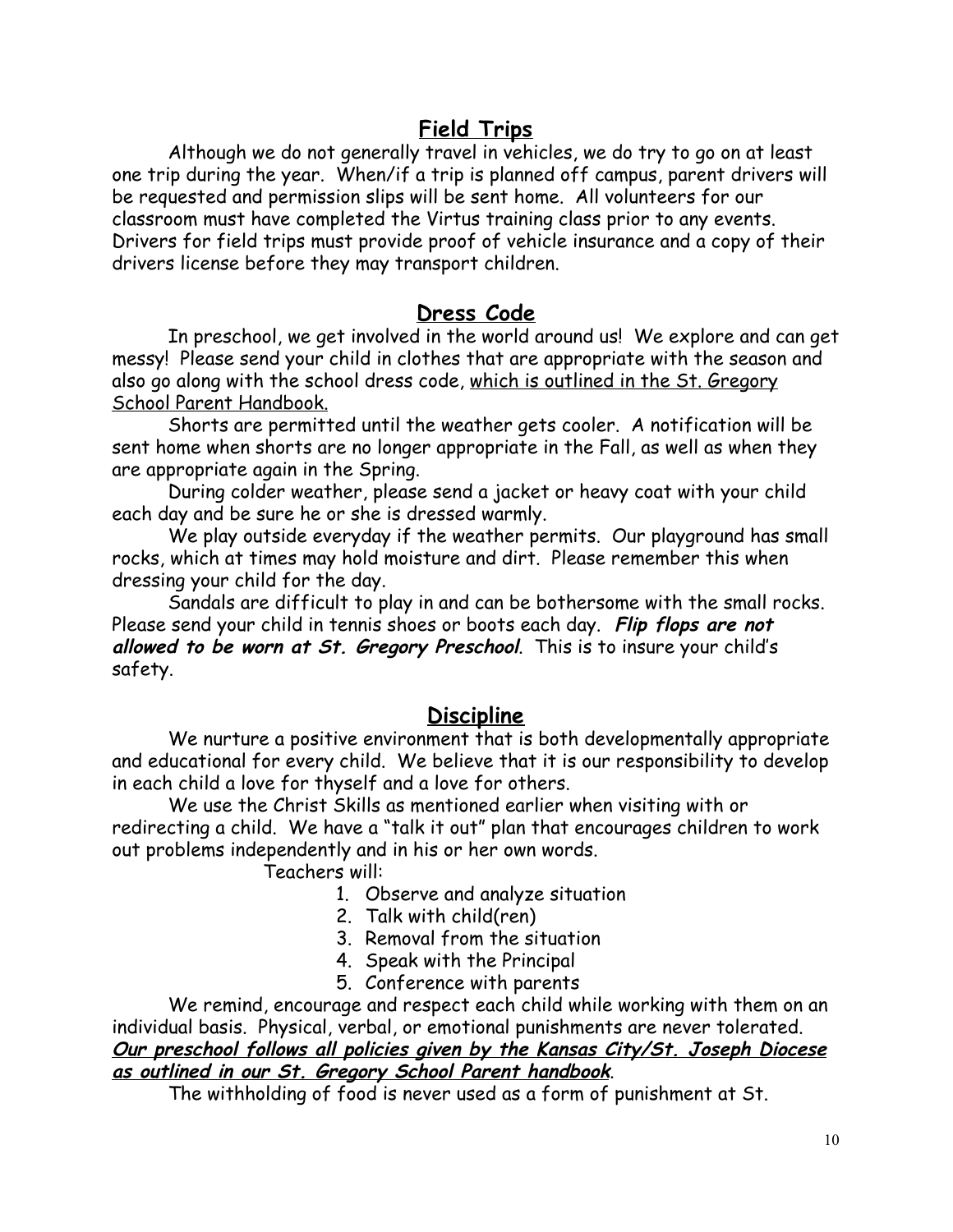## Field Trips

Although we do not generally travel in vehicles, we do try to go on at least one trip during the year. When/if a trip is planned off campus, parent drivers will be requested and permission slips will be sent home. All volunteers for our classroom must have completed the Virtus training class prior to any events. Drivers for field trips must provide proof of vehicle insurance and a copy of their drivers license before they may transport children.

## Dress Code

In preschool, we get involved in the world around us! We explore and can get messy! Please send your child in clothes that are appropriate with the season and also go along with the school dress code, <u>which is outlined in the St. Gregory School Parent Handbook.</u>

Shorts are permitted until the weather gets cooler. A notification will be sent home when shorts are no longer appropriate in the Fall, as well as when they are appropriate again in the Spring.

During colder weather, please send a jacket or heavy coat with your child each day and be sure he or she is dressed warmly.

We play outside everyday if the weather permits. Our playground has small rocks, which at times may hold moisture and dirt. Please remember this when dressing your child for the day.

Sandals are difficult to play in and can be bothersome with the small rocks. Please send your child in tennis shoes or boots each day. ***Flip flops are not allowed to be worn at St. Gregory Preschool***. This is to insure your child's safety.

## Discipline

We nurture a positive environment that is both developmentally appropriate and educational for every child. We believe that it is our responsibility to develop in each child a love for thyself and a love for others.

We use the Christ Skills as mentioned earlier when visiting with or redirecting a child. We have a "talk it out" plan that encourages children to work out problems independently and in his or her own words.

Teachers will:

1. Observe and analyze situation
2. Talk with child(ren)
3. Removal from the situation
4. Speak with the Principal
5. Conference with parents

We remind, encourage and respect each child while working with them on an individual basis. Physical, verbal, or emotional punishments are never tolerated. ***<u>Our preschool follows all policies given by the Kansas City/St. Joseph Diocese as outlined in our St. Gregory School Parent handbook</u>***.

The withholding of food is never used as a form of punishment at St.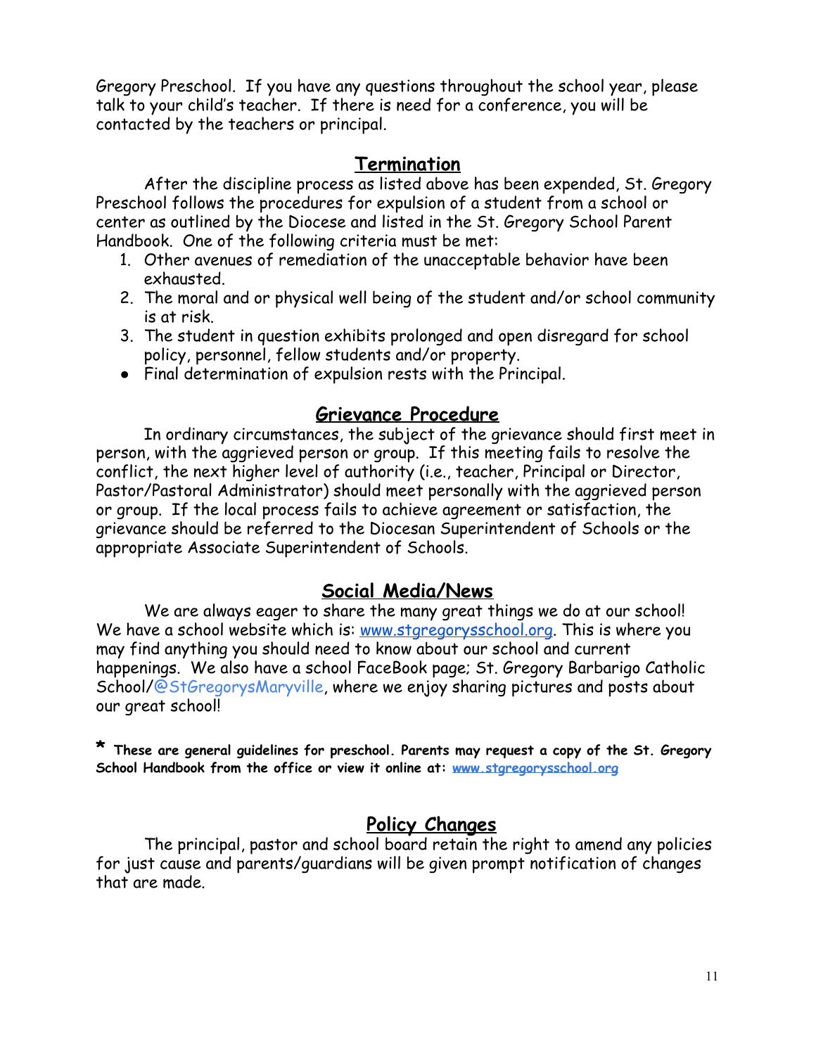Gregory Preschool. If you have any questions throughout the school year, please talk to your child's teacher. If there is need for a conference, you will be contacted by the teachers or principal.

## Termination

After the discipline process as listed above has been expended, St. Gregory Preschool follows the procedures for expulsion of a student from a school or center as outlined by the Diocese and listed in the St. Gregory School Parent Handbook. One of the following criteria must be met:

1. Other avenues of remediation of the unacceptable behavior have been exhausted.
2. The moral and or physical well being of the student and/or school community is at risk.
3. The student in question exhibits prolonged and open disregard for school policy, personnel, fellow students and/or property.

- Final determination of expulsion rests with the Principal.

## Grievance Procedure

In ordinary circumstances, the subject of the grievance should first meet in person, with the aggrieved person or group. If this meeting fails to resolve the conflict, the next higher level of authority (i.e., teacher, Principal or Director, Pastor/Pastoral Administrator) should meet personally with the aggrieved person or group. If the local process fails to achieve agreement or satisfaction, the grievance should be referred to the Diocesan Superintendent of Schools or the appropriate Associate Superintendent of Schools.

## Social Media/News

We are always eager to share the many great things we do at our school! We have a school website which is: [www.stgregorysschool.org](www.stgregorysschool.org). This is where you may find anything you should need to know about our school and current happenings. We also have a school FaceBook page; St. Gregory Barbarigo Catholic School/@StGregorysMaryville, where we enjoy sharing pictures and posts about our great school!

**\* These are general guidelines for preschool. Parents may request a copy of the St. Gregory School Handbook from the office or view it online at: [www.stgregorysschool.org](www.stgregorysschool.org)**

## Policy Changes

The principal, pastor and school board retain the right to amend any policies for just cause and parents/guardians will be given prompt notification of changes that are made.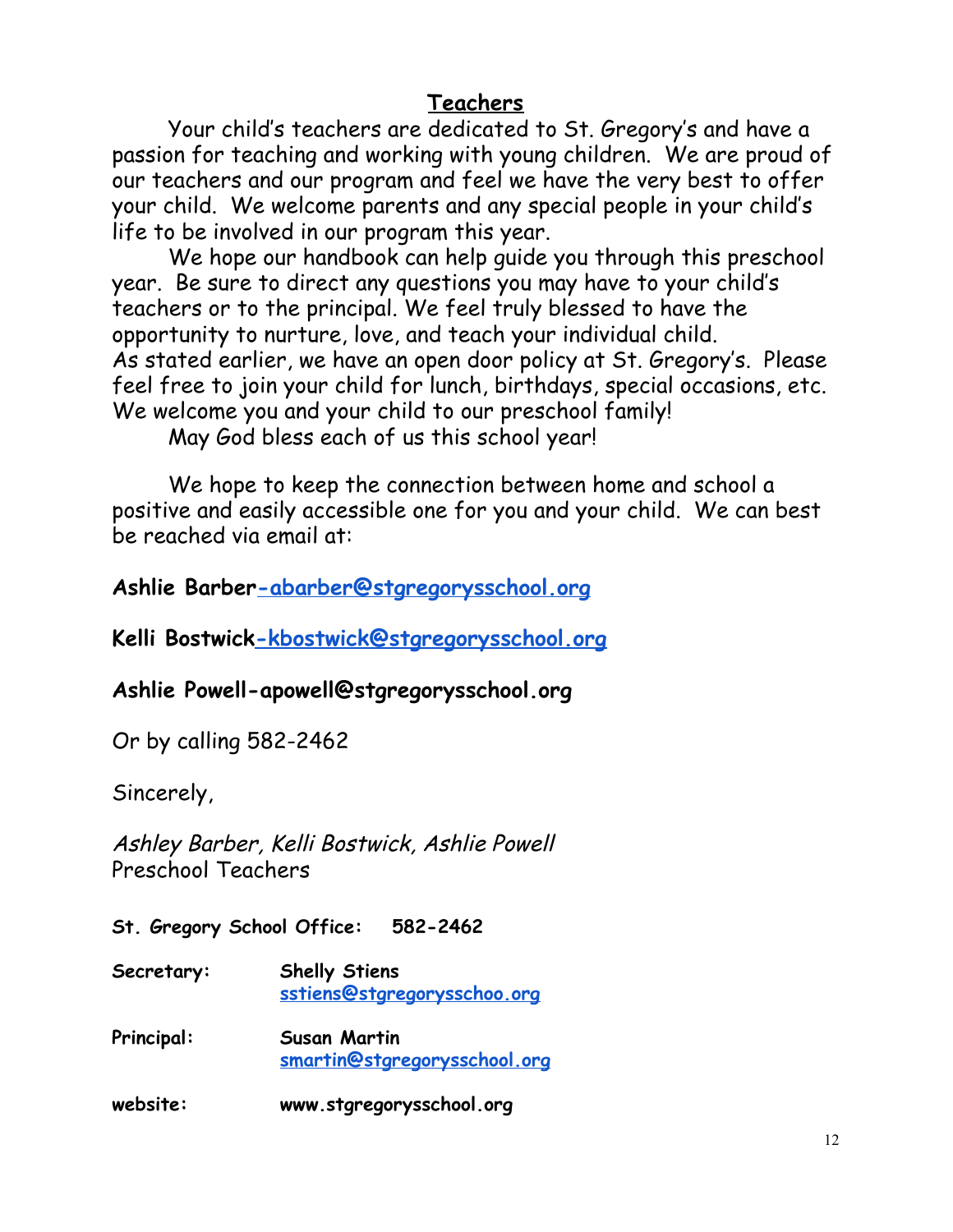## Teachers

Your child's teachers are dedicated to St. Gregory's and have a passion for teaching and working with young children. We are proud of our teachers and our program and feel we have the very best to offer your child. We welcome parents and any special people in your child's life to be involved in our program this year.

We hope our handbook can help guide you through this preschool year. Be sure to direct any questions you may have to your child's teachers or to the principal. We feel truly blessed to have the opportunity to nurture, love, and teach your individual child. As stated earlier, we have an open door policy at St. Gregory's. Please feel free to join your child for lunch, birthdays, special occasions, etc. We welcome you and your child to our preschool family!

May God bless each of us this school year!

We hope to keep the connection between home and school a positive and easily accessible one for you and your child. We can best be reached via email at:

**Ashlie Barber-abarber@stgregorysschool.org**

**Kelli Bostwick-kbostwick@stgregorysschool.org**

**Ashlie Powell-apowell@stgregorysschool.org**

Or by calling 582-2462

Sincerely,

*Ashley Barber, Kelli Bostwick, Ashlie Powell*
Preschool Teachers

**St. Gregory School Office: 582-2462**

**Secretary:** **Shelly Stiens**
sstiens@stgregorysschoo.org

**Principal:** **Susan Martin**
smartin@stgregorysschool.org

**website:** **www.stgregorysschool.org**